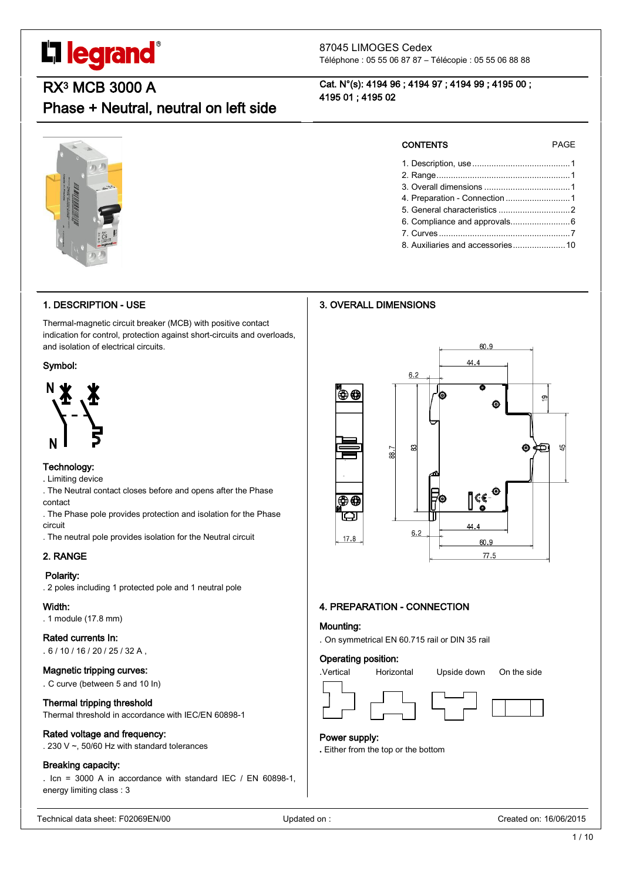legrand®

87045 LIMOGES Cedex
Téléphone : 05 55 06 87 87 – Télécopie : 05 55 06 88 88

# RX³ MCB 3000 A
# Phase + Neutral, neutral on left side

**Cat. N°(s): 4194 96 ; 4194 97 ; 4194 99 ; 4195 00 ; 4195 01 ; 4195 02**

| CONTENTS | PAGE |
|---|---|
| 1. Description, use | 1 |
| 2. Range | 1 |
| 3. Overall dimensions | 1 |
| 4. Preparation - Connection | 1 |
| 5. General characteristics | 2 |
| 6. Compliance and approvals | 6 |
| 7. Curves | 7 |
| 8. Auxiliaries and accessories | 10 |

## 1. DESCRIPTION - USE

Thermal-magnetic circuit breaker (MCB) with positive contact indication for control, protection against short-circuits and overloads, and isolation of electrical circuits.

### Symbol:

N

N

### Technology:

. Limiting device
. The Neutral contact closes before and opens after the Phase contact
. The Phase pole provides protection and isolation for the Phase circuit
. The neutral pole provides isolation for the Neutral circuit

## 2. RANGE

### Polarity:

. 2 poles including 1 protected pole and 1 neutral pole

### Width:

. 1 module (17.8 mm)

### Rated currents In:

. 6 / 10 / 16 / 20 / 25 / 32 A ,

### Magnetic tripping curves:

. C curve (between 5 and 10 In)

### Thermal tripping threshold

Thermal threshold in accordance with IEC/EN 60898-1

### Rated voltage and frequency:

. 230 V ~, 50/60 Hz with standard tolerances

### Breaking capacity:

. Icn = 3000 A in accordance with standard IEC / EN 60898-1, energy limiting class : 3

## 3. OVERALL DIMENSIONS

60.9
44.4
6.2
19
45
88.7
83
44.4
6.2
60.9
77.5
17.8

## 4. PREPARATION - CONNECTION

### Mounting:

. On symmetrical EN 60.715 rail or DIN 35 rail

### Operating position:

.Vertical    Horizontal    Upside down    On the side

### Power supply:

. Either from the top or the bottom

Technical data sheet: F02069EN/00    Updated on :    Created on: 16/06/2015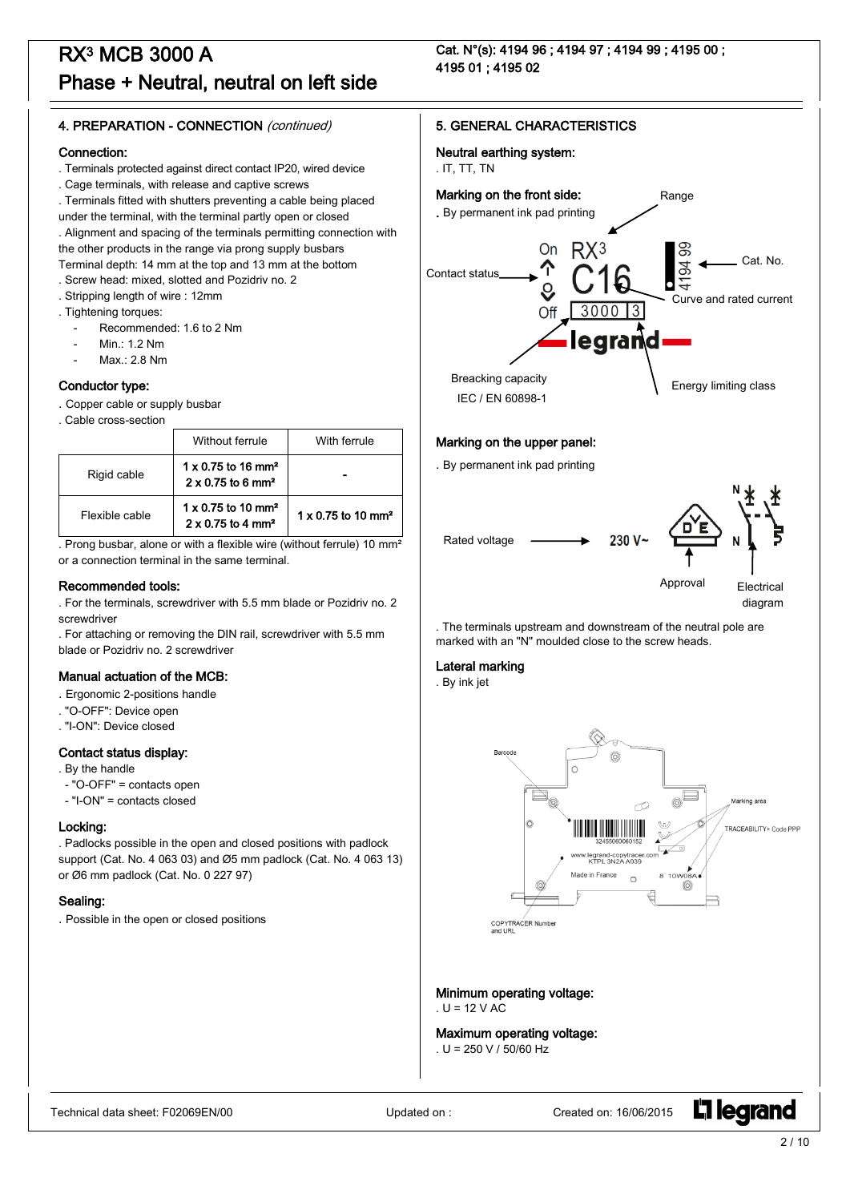# RX³ MCB 3000 A
# Phase + Neutral, neutral on left side

Cat. N°(s): 4194 96 ; 4194 97 ; 4194 99 ; 4195 00 ; 4195 01 ; 4195 02

## 4. PREPARATION - CONNECTION *(continued)*

### Connection:

. Terminals protected against direct contact IP20, wired device
. Cage terminals, with release and captive screws
. Terminals fitted with shutters preventing a cable being placed under the terminal, with the terminal partly open or closed
. Alignment and spacing of the terminals permitting connection with the other products in the range via prong supply busbars
Terminal depth: 14 mm at the top and 13 mm at the bottom
. Screw head: mixed, slotted and Pozidriv no. 2
. Stripping length of wire : 12mm
. Tightening torques:

- Recommended: 1.6 to 2 Nm
- Min.: 1.2 Nm
- Max.: 2.8 Nm

### Conductor type:

. Copper cable or supply busbar
. Cable cross-section

| | Without ferrule | With ferrule |
|---|---|---|
| Rigid cable | 1 x 0.75 to 16 mm² 2 x 0.75 to 6 mm² | - |
| Flexible cable | 1 x 0.75 to 10 mm² 2 x 0.75 to 4 mm² | 1 x 0.75 to 10 mm² |

. Prong busbar, alone or with a flexible wire (without ferrule) 10 mm² or a connection terminal in the same terminal.

### Recommended tools:

. For the terminals, screwdriver with 5.5 mm blade or Pozidriv no. 2 screwdriver
. For attaching or removing the DIN rail, screwdriver with 5.5 mm blade or Pozidriv no. 2 screwdriver

### Manual actuation of the MCB:

. Ergonomic 2-positions handle
. "O-OFF": Device open
. "I-ON": Device closed

### Contact status display:

. By the handle
- "O-OFF" = contacts open
- "I-ON" = contacts closed

### Locking:

. Padlocks possible in the open and closed positions with padlock support (Cat. No. 4 063 03) and Ø5 mm padlock (Cat. No. 4 063 13) or Ø6 mm padlock (Cat. No. 0 227 97)

### Sealing:

. Possible in the open or closed positions

## 5. GENERAL CHARACTERISTICS

### Neutral earthing system:

. IT, TT, TN

### Marking on the front side:

. By permanent ink pad printing

Range · Contact status · Cat. No. · Curve and rated current · Breacking capacity IEC / EN 60898-1 · Energy limiting class

### Marking on the upper panel:

. By permanent ink pad printing

Rated voltage → 230 V~ · Approval · Electrical diagram

. The terminals upstream and downstream of the neutral pole are marked with an "N" moulded close to the screw heads.

### Lateral marking

. By ink jet

Barcode · Marking area · TRACEABILITY+ Code PPP · COPYTRACER Number and URL

### Minimum operating voltage:

. U = 12 V AC

### Maximum operating voltage:

. U = 250 V / 50/60 Hz

Technical data sheet: F02069EN/00 Updated on : Created on: 16/06/2015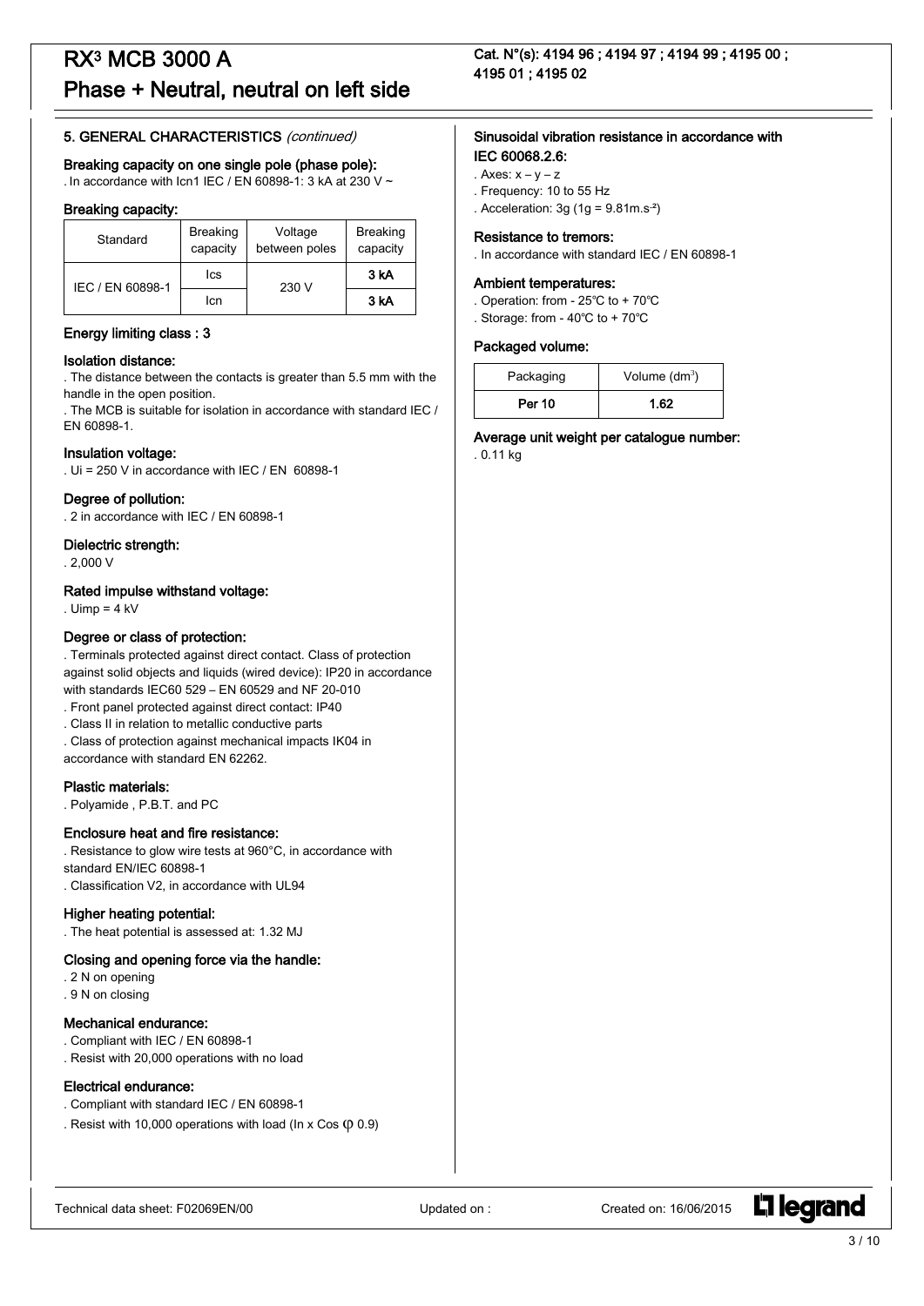## 5. GENERAL CHARACTERISTICS *(continued)*

### Breaking capacity on one single pole (phase pole):

. In accordance with Icn1 IEC / EN 60898-1: 3 kA at 230 V ~

### Breaking capacity:

| Standard | Breaking capacity | Voltage between poles | Breaking capacity |
|---|---|---|---|
| IEC / EN 60898-1 | Ics | 230 V | **3 kA** |
| | Icn | | **3 kA** |

### Energy limiting class : 3

### Isolation distance:

. The distance between the contacts is greater than 5.5 mm with the handle in the open position.

. The MCB is suitable for isolation in accordance with standard IEC / EN 60898-1.

### Insulation voltage:

. Ui = 250 V in accordance with IEC / EN 60898-1

### Degree of pollution:

. 2 in accordance with IEC / EN 60898-1

### Dielectric strength:

. 2,000 V

### Rated impulse withstand voltage:

. Uimp = 4 kV

### Degree or class of protection:

. Terminals protected against direct contact. Class of protection against solid objects and liquids (wired device): IP20 in accordance with standards IEC60 529 – EN 60529 and NF 20-010

. Front panel protected against direct contact: IP40

. Class II in relation to metallic conductive parts

. Class of protection against mechanical impacts IK04 in accordance with standard EN 62262.

### Plastic materials:

. Polyamide , P.B.T. and PC

### Enclosure heat and fire resistance:

. Resistance to glow wire tests at 960°C, in accordance with standard EN/IEC 60898-1

. Classification V2, in accordance with UL94

### Higher heating potential:

. The heat potential is assessed at: 1.32 MJ

### Closing and opening force via the handle:

. 2 N on opening

. 9 N on closing

### Mechanical endurance:

. Compliant with IEC / EN 60898-1

. Resist with 20,000 operations with no load

### Electrical endurance:

. Compliant with standard IEC / EN 60898-1

. Resist with 10,000 operations with load (In x Cos φ 0.9)

### Sinusoidal vibration resistance in accordance with IEC 60068.2.6:

. Axes: x – y – z

. Frequency: 10 to 55 Hz

. Acceleration: 3g (1g = 9.81m.s$^{-2}$)

### Resistance to tremors:

. In accordance with standard IEC / EN 60898-1

### Ambient temperatures:

. Operation: from - 25°C to + 70°C

. Storage: from - 40°C to + 70°C

### Packaged volume:

| Packaging | Volume (dm$^3$) |
|---|---|
| **Per 10** | **1.62** |

### Average unit weight per catalogue number:

. 0.11 kg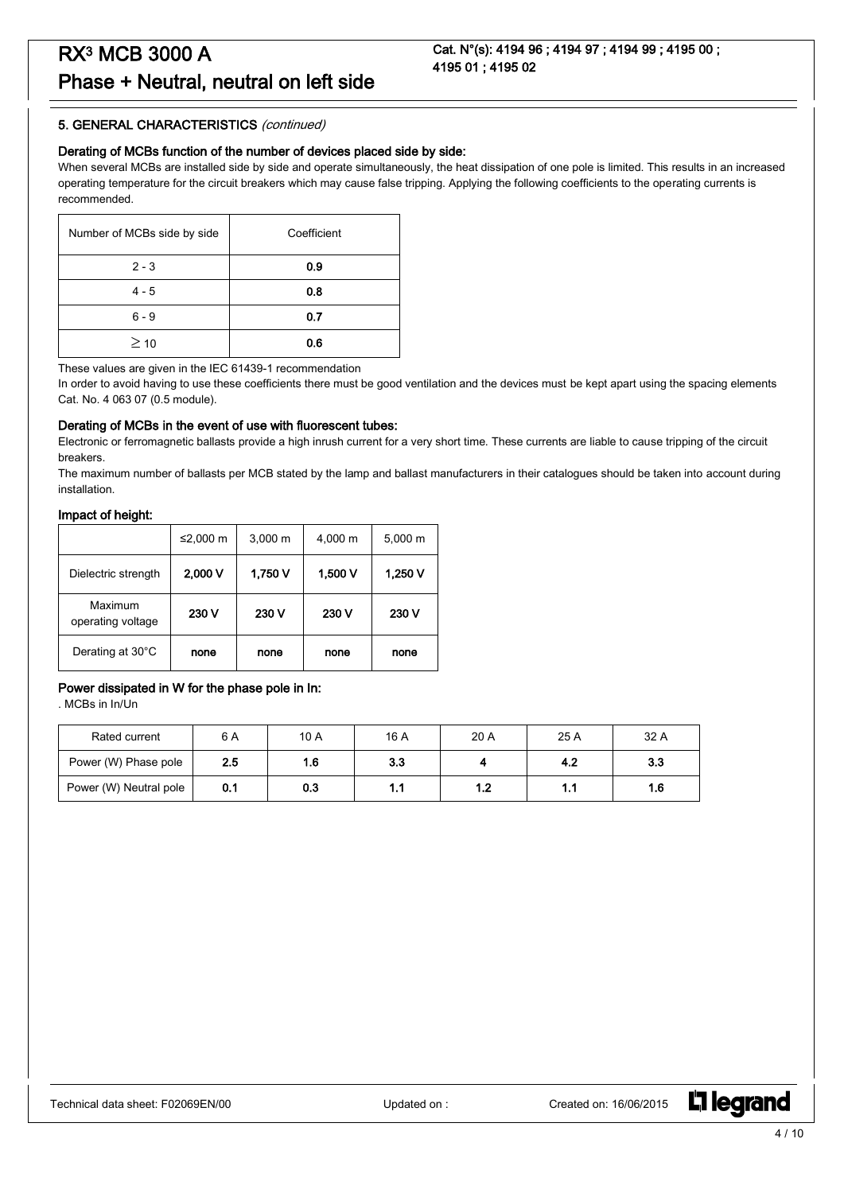## 5. GENERAL CHARACTERISTICS *(continued)*

### Derating of MCBs function of the number of devices placed side by side:

When several MCBs are installed side by side and operate simultaneously, the heat dissipation of one pole is limited. This results in an increased operating temperature for the circuit breakers which may cause false tripping. Applying the following coefficients to the operating currents is recommended.

| Number of MCBs side by side | Coefficient |
|---|---|
| 2 - 3 | **0.9** |
| 4 - 5 | **0.8** |
| 6 - 9 | **0.7** |
| ≥ 10 | **0.6** |

These values are given in the IEC 61439-1 recommendation

In order to avoid having to use these coefficients there must be good ventilation and the devices must be kept apart using the spacing elements Cat. No. 4 063 07 (0.5 module).

### Derating of MCBs in the event of use with fluorescent tubes:

Electronic or ferromagnetic ballasts provide a high inrush current for a very short time. These currents are liable to cause tripping of the circuit breakers.

The maximum number of ballasts per MCB stated by the lamp and ballast manufacturers in their catalogues should be taken into account during installation.

### Impact of height:

| | ≤2,000 m | 3,000 m | 4,000 m | 5,000 m |
|---|---|---|---|---|
| Dielectric strength | **2,000 V** | **1,750 V** | **1,500 V** | **1,250 V** |
| Maximum operating voltage | **230 V** | **230 V** | **230 V** | **230 V** |
| Derating at 30°C | **none** | **none** | **none** | **none** |

### Power dissipated in W for the phase pole in In:

. MCBs in In/Un

| Rated current | 6 A | 10 A | 16 A | 20 A | 25 A | 32 A |
|---|---|---|---|---|---|---|
| Power (W) Phase pole | **2.5** | **1.6** | **3.3** | **4** | **4.2** | **3.3** |
| Power (W) Neutral pole | **0.1** | **0.3** | **1.1** | **1.2** | **1.1** | **1.6** |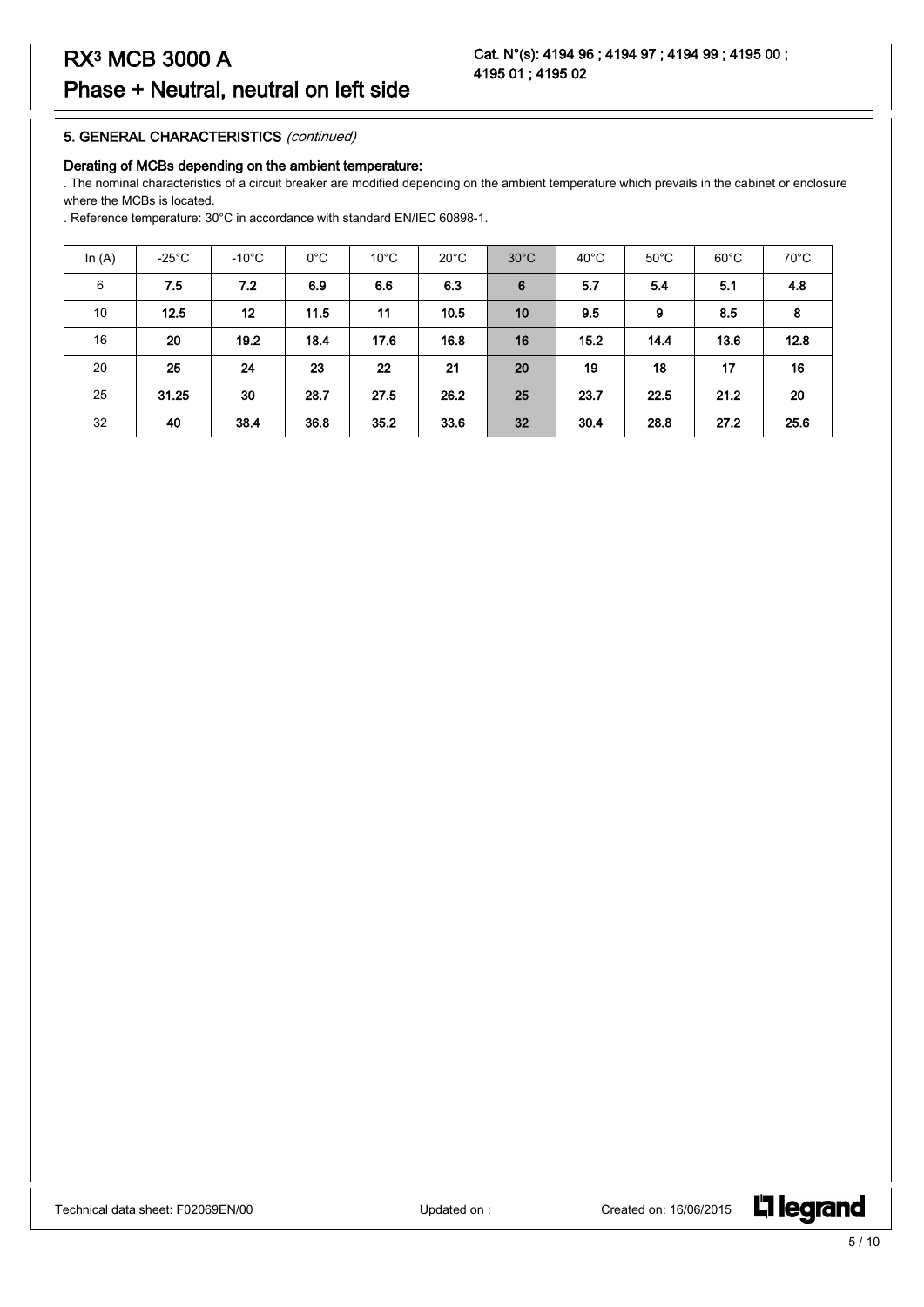### 5. GENERAL CHARACTERISTICS *(continued)*

**Derating of MCBs depending on the ambient temperature:**

. The nominal characteristics of a circuit breaker are modified depending on the ambient temperature which prevails in the cabinet or enclosure where the MCBs is located.

. Reference temperature: 30°C in accordance with standard EN/IEC 60898-1.

| In (A) | -25°C | -10°C | 0°C | 10°C | 20°C | 30°C | 40°C | 50°C | 60°C | 70°C |
|---|---|---|---|---|---|---|---|---|---|---|
| 6 | **7.5** | **7.2** | **6.9** | **6.6** | **6.3** | **6** | **5.7** | **5.4** | **5.1** | **4.8** |
| 10 | **12.5** | **12** | **11.5** | **11** | **10.5** | **10** | **9.5** | **9** | **8.5** | **8** |
| 16 | **20** | **19.2** | **18.4** | **17.6** | **16.8** | **16** | **15.2** | **14.4** | **13.6** | **12.8** |
| 20 | **25** | **24** | **23** | **22** | **21** | **20** | **19** | **18** | **17** | **16** |
| 25 | **31.25** | **30** | **28.7** | **27.5** | **26.2** | **25** | **23.7** | **22.5** | **21.2** | **20** |
| 32 | **40** | **38.4** | **36.8** | **35.2** | **33.6** | **32** | **30.4** | **28.8** | **27.2** | **25.6** |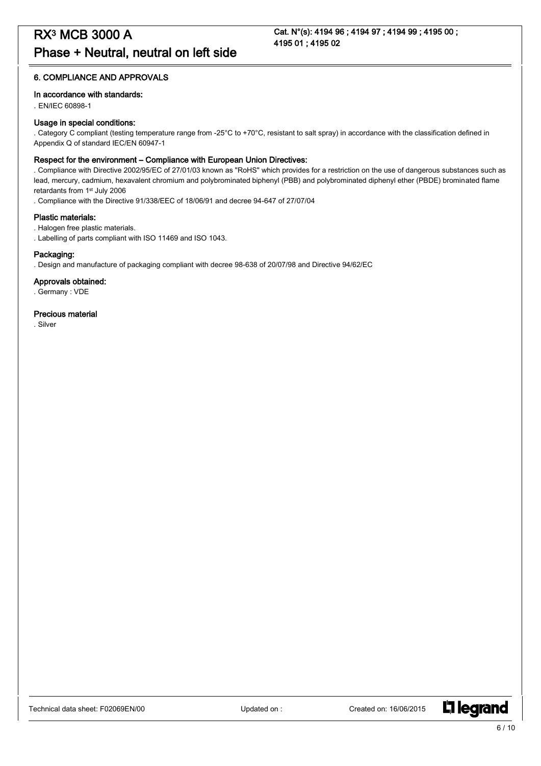## 6. COMPLIANCE AND APPROVALS

### In accordance with standards:

. EN/IEC 60898-1

### Usage in special conditions:

. Category C compliant (testing temperature range from -25°C to +70°C, resistant to salt spray) in accordance with the classification defined in Appendix Q of standard IEC/EN 60947-1

### Respect for the environment – Compliance with European Union Directives:

. Compliance with Directive 2002/95/EC of 27/01/03 known as "RoHS" which provides for a restriction on the use of dangerous substances such as lead, mercury, cadmium, hexavalent chromium and polybrominated biphenyl (PBB) and polybrominated diphenyl ether (PBDE) brominated flame retardants from 1st July 2006

. Compliance with the Directive 91/338/EEC of 18/06/91 and decree 94-647 of 27/07/04

### Plastic materials:

. Halogen free plastic materials.

. Labelling of parts compliant with ISO 11469 and ISO 1043.

### Packaging:

. Design and manufacture of packaging compliant with decree 98-638 of 20/07/98 and Directive 94/62/EC

### Approvals obtained:

. Germany : VDE

### Precious material

. Silver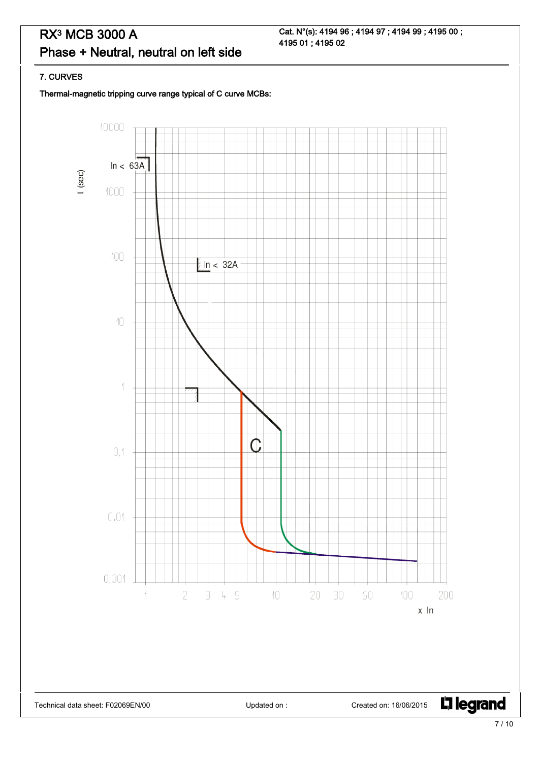## 7. CURVES

**Thermal-magnetic tripping curve range typical of C curve MCBs:**

t (sec)

10000

In < 63A

1000

100

In < 32A

10

1

C

0,1

0,01

0,001

1 2 3 4 5 10 20 30 50 100 200

x In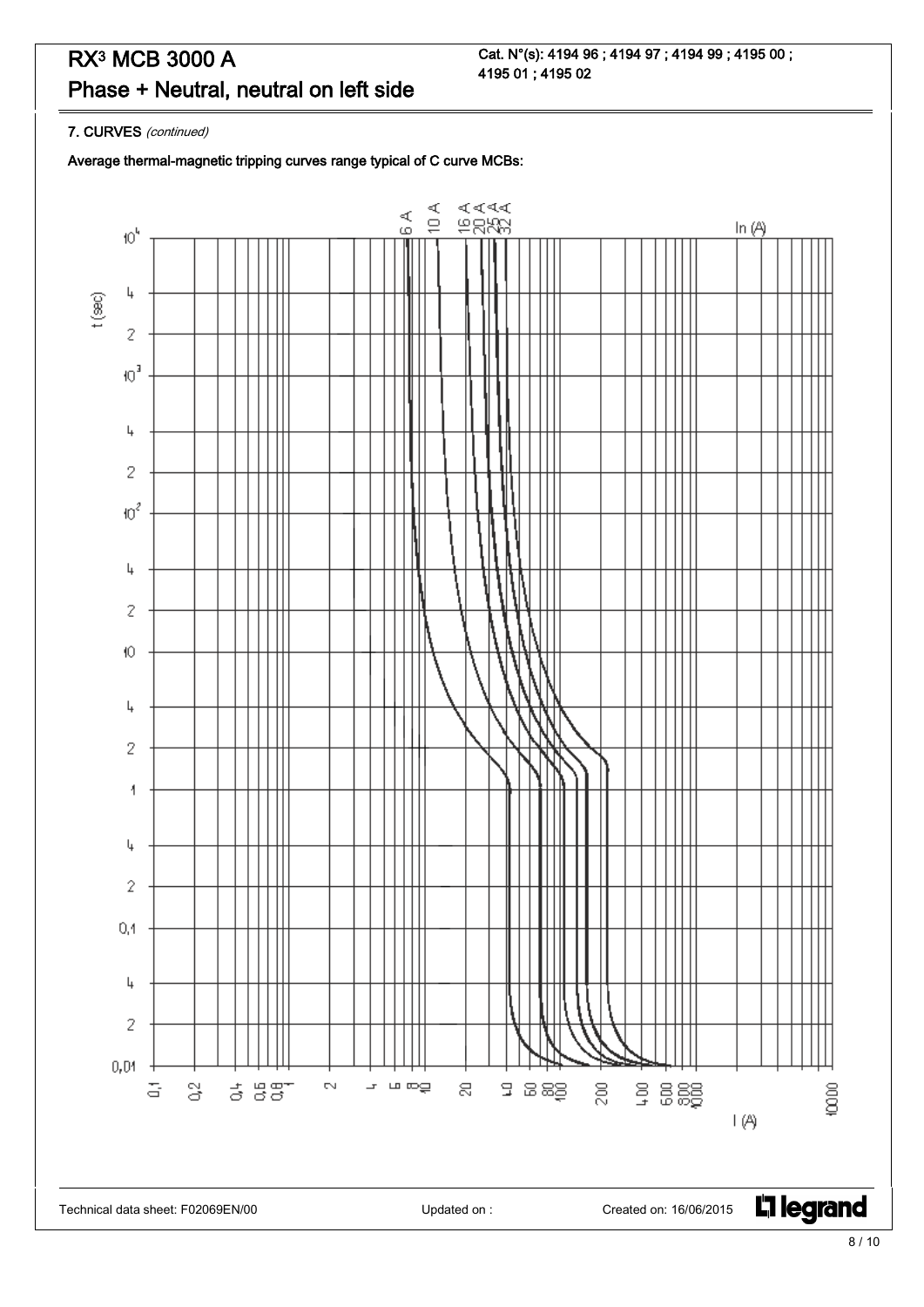## 7. CURVES *(continued)*

**Average thermal-magnetic tripping curves range typical of C curve MCBs:**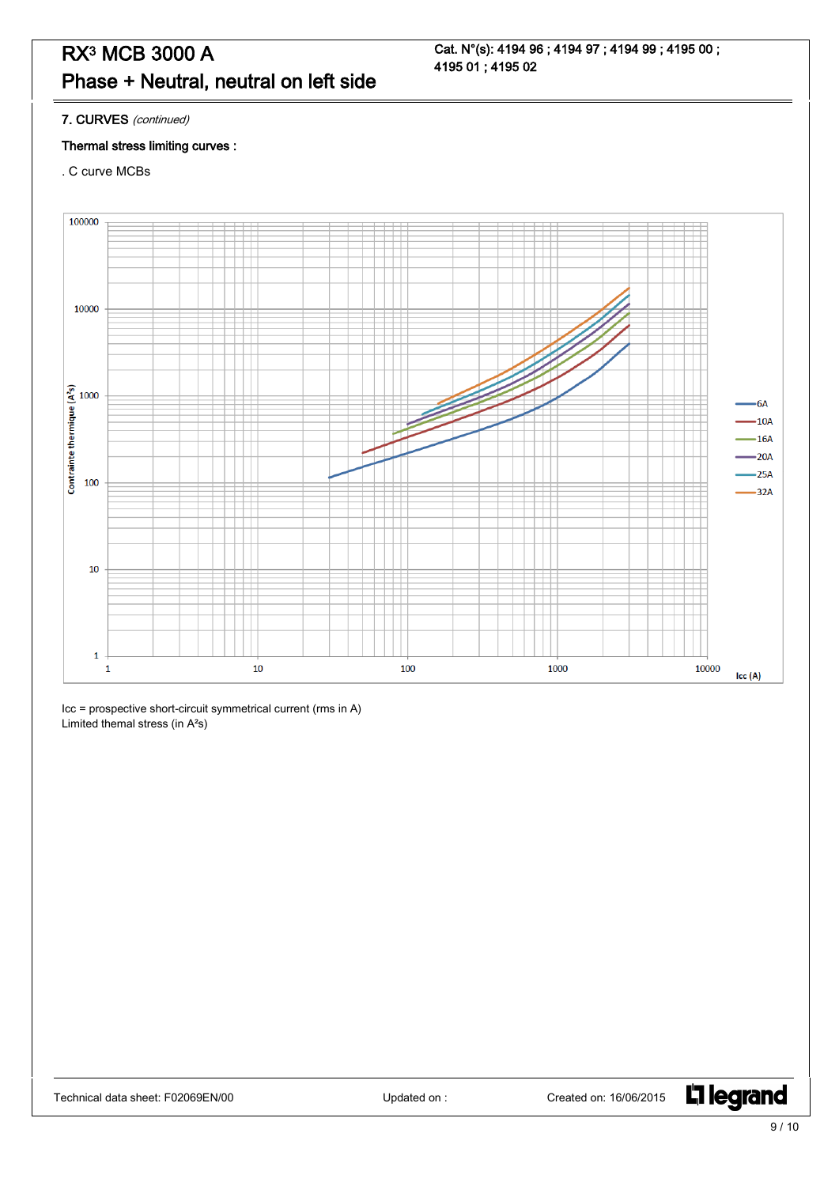## 7. CURVES *(continued)*

**Thermal stress limiting curves :**

. C curve MCBs

Icc = prospective short-circuit symmetrical current (rms in A)
Limited themal stress (in A²s)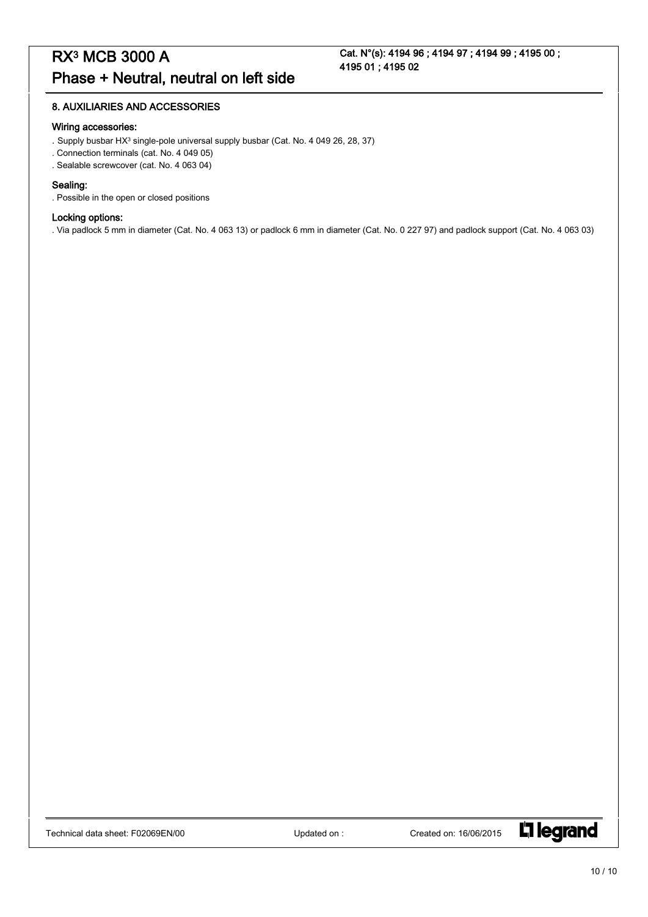## 8. AUXILIARIES AND ACCESSORIES

### Wiring accessories:

. Supply busbar HX³ single-pole universal supply busbar (Cat. No. 4 049 26, 28, 37)
. Connection terminals (cat. No. 4 049 05)
. Sealable screwcover (cat. No. 4 063 04)

### Sealing:

. Possible in the open or closed positions

### Locking options:

. Via padlock 5 mm in diameter (Cat. No. 4 063 13) or padlock 6 mm in diameter (Cat. No. 0 227 97) and padlock support (Cat. No. 4 063 03)